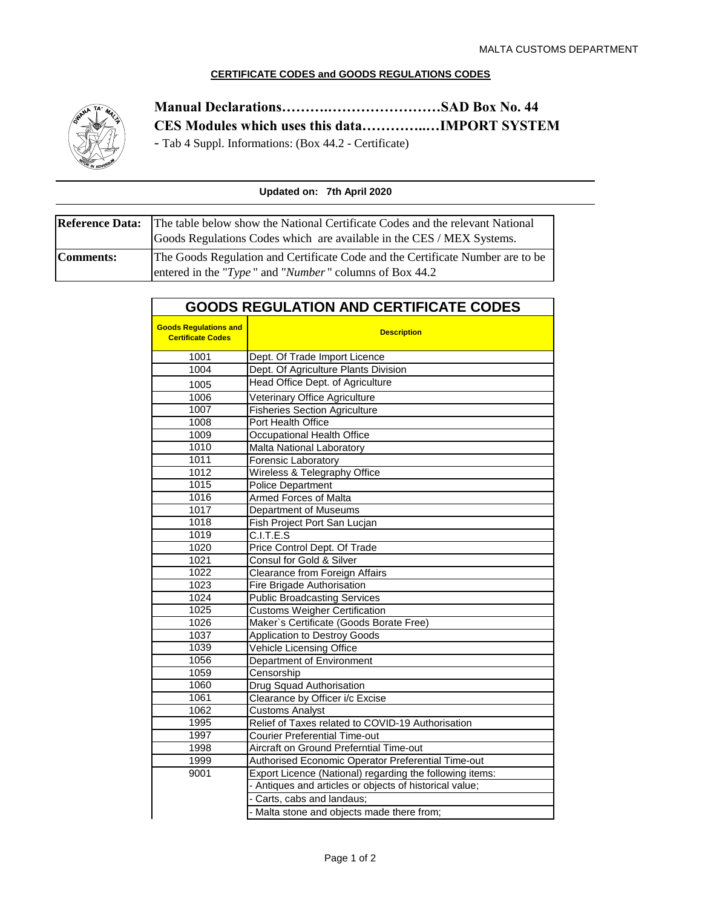MALTA CUSTOMS DEPARTMENT

**CERTIFICATE CODES and GOODS REGULATIONS CODES**

**Manual Declarations…………………………………SAD Box No. 44**

**CES Modules which uses this data…………..…IMPORT SYSTEM**

- Tab 4 Suppl. Informations: (Box 44.2 - Certificate)

**Updated on: 7th April 2020**

| **Reference Data:** | The table below show the National Certificate Codes and the relevant National Goods Regulations Codes which are available in the CES / MEX Systems. |
|---|---|
| **Comments:** | The Goods Regulation and Certificate Code and the Certificate Number are to be entered in the "*Type*" and "*Number*" columns of Box 44.2 |

## GOODS REGULATION AND CERTIFICATE CODES

| Goods Regulations and Certificate Codes | Description |
|---|---|
| 1001 | Dept. Of Trade Import Licence |
| 1004 | Dept. Of Agriculture Plants Division |
| 1005 | Head Office Dept. of Agriculture |
| 1006 | Veterinary Office Agriculture |
| 1007 | Fisheries Section Agriculture |
| 1008 | Port Health Office |
| 1009 | Occupational Health Office |
| 1010 | Malta National Laboratory |
| 1011 | Forensic Laboratory |
| 1012 | Wireless & Telegraphy Office |
| 1015 | Police Department |
| 1016 | Armed Forces of Malta |
| 1017 | Department of Museums |
| 1018 | Fish Project Port San Lucjan |
| 1019 | C.I.T.E.S |
| 1020 | Price Control Dept. Of Trade |
| 1021 | Consul for Gold & Silver |
| 1022 | Clearance from Foreign Affairs |
| 1023 | Fire Brigade Authorisation |
| 1024 | Public Broadcasting Services |
| 1025 | Customs Weigher Certification |
| 1026 | Maker`s Certificate (Goods Borate Free) |
| 1037 | Application to Destroy Goods |
| 1039 | Vehicle Licensing Office |
| 1056 | Department of Environment |
| 1059 | Censorship |
| 1060 | Drug Squad Authorisation |
| 1061 | Clearance by Officer i/c Excise |
| 1062 | Customs Analyst |
| 1995 | Relief of Taxes related to COVID-19 Authorisation |
| 1997 | Courier Preferential Time-out |
| 1998 | Aircraft on Ground Preferntial Time-out |
| 1999 | Authorised Economic Operator Preferential Time-out |
| 9001 | Export Licence (National) regarding the following items: |
| | - Antiques and articles or objects of historical value; |
| | - Carts, cabs and landaus; |
| | - Malta stone and objects made there from; |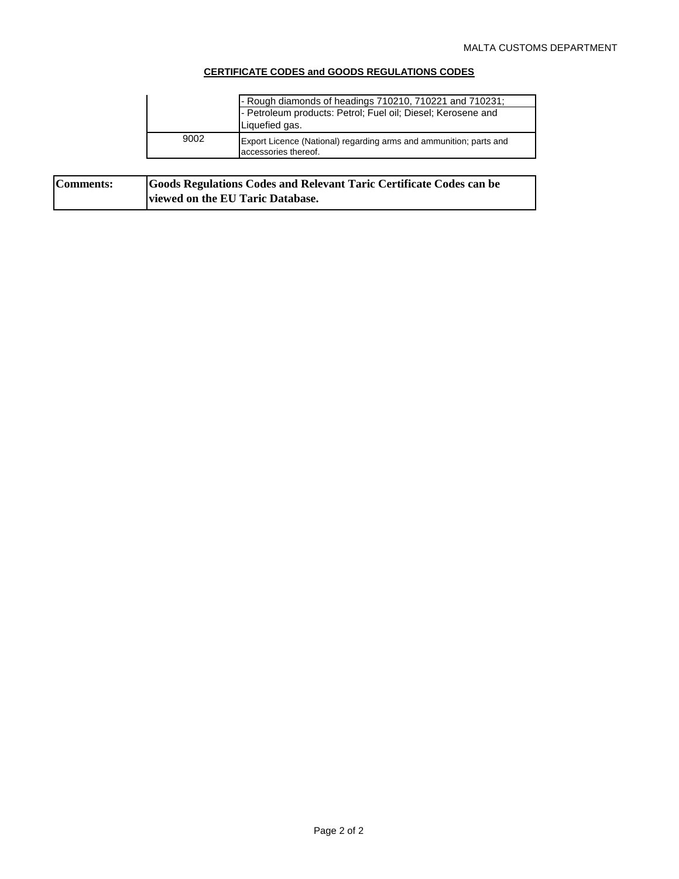## CERTIFICATE CODES and GOODS REGULATIONS CODES

| | |
|---|---|
| | - Rough diamonds of headings 710210, 710221 and 710231; |
| | - Petroleum products: Petrol; Fuel oil; Diesel; Kerosene and Liquefied gas. |
| 9002 | Export Licence (National) regarding arms and ammunition; parts and accessories thereof. |

| | |
|---|---|
| **Comments:** | **Goods Regulations Codes and Relevant Taric Certificate Codes can be viewed on the EU Taric Database.** |